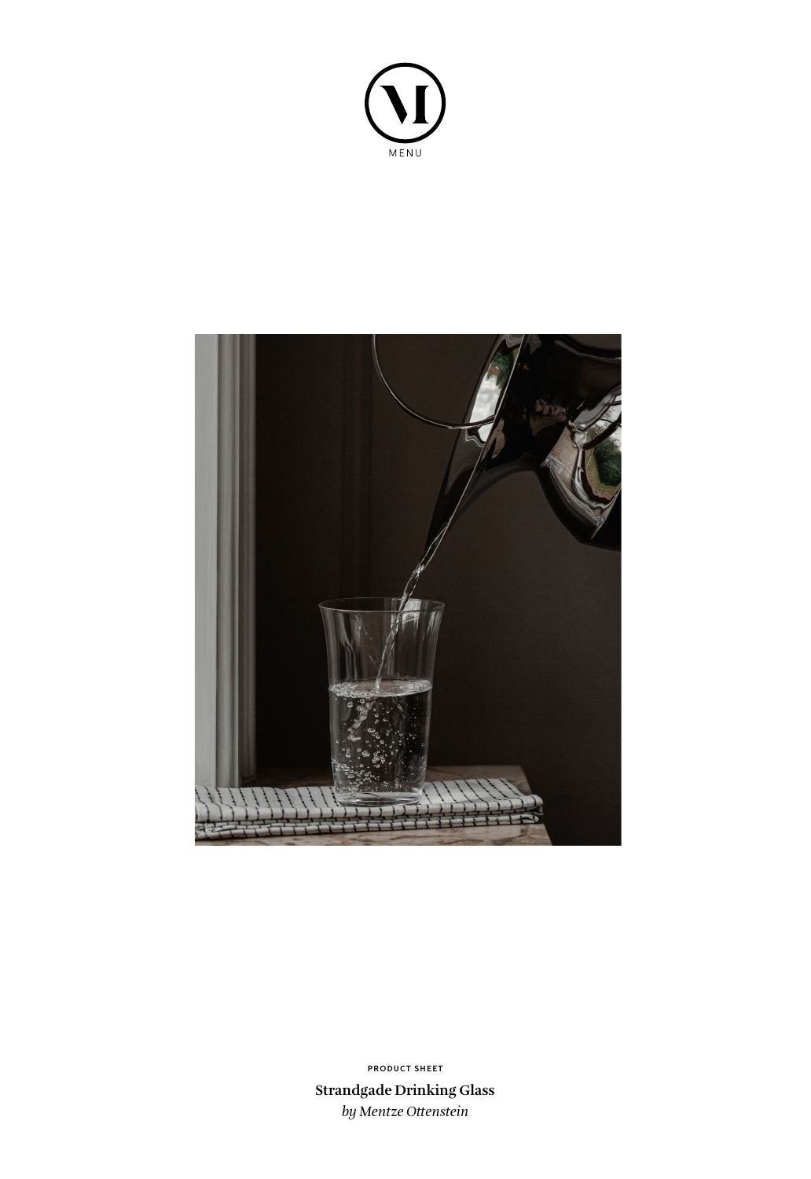MENU

PRODUCT SHEET

**Strandgade Drinking Glass**

*by Mentze Ottenstein*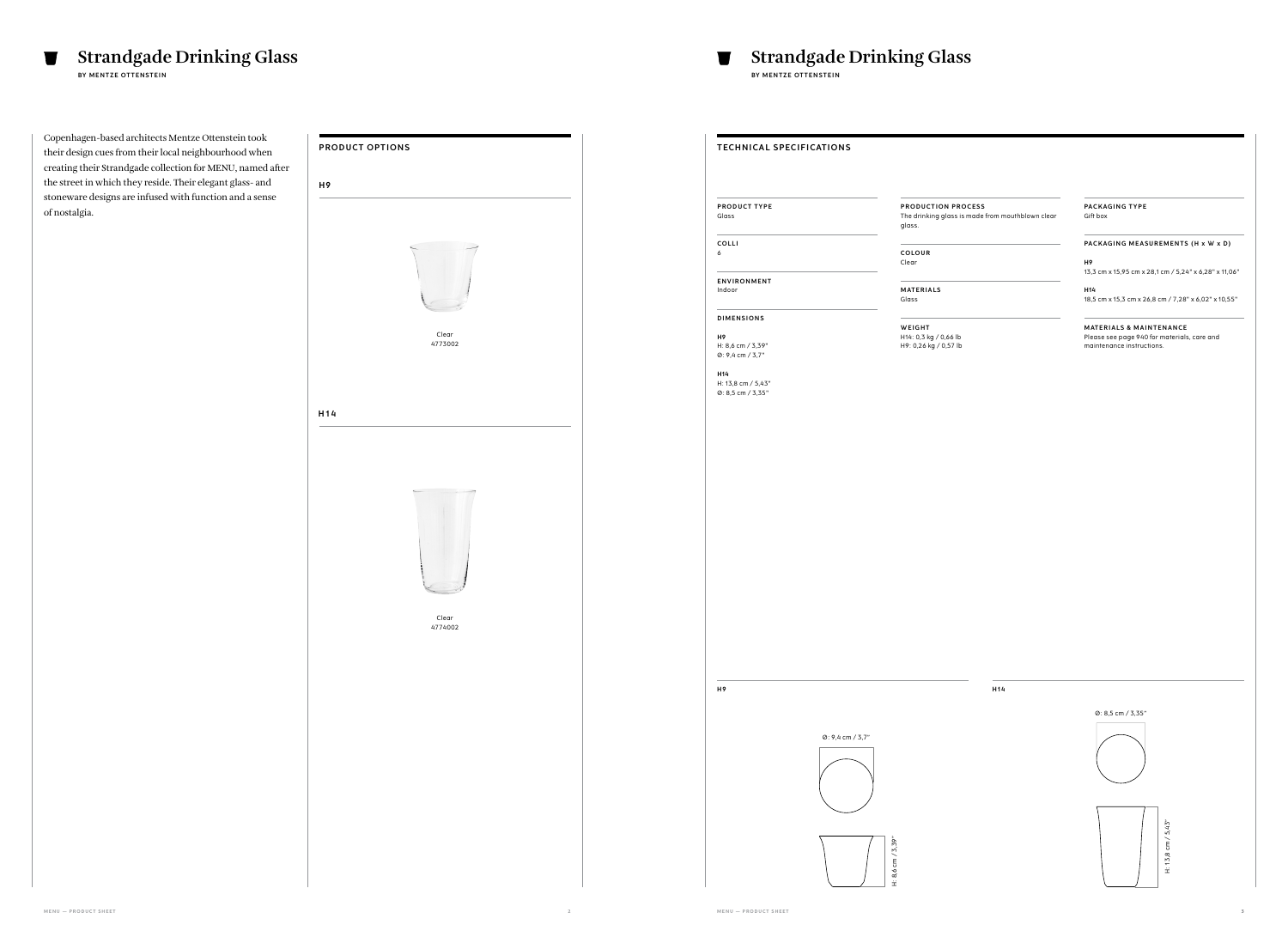# Strandgade Drinking Glass

**BY MENTZE OTTENSTEIN**

Copenhagen-based architects Mentze Ottenstein took their design cues from their local neighbourhood when creating their Strandgade collection for MENU, named after the street in which they reside. Their elegant glass- and stoneware designs are infused with function and a sense of nostalgia.

## PRODUCT OPTIONS

### H9

Clear
4773002

### H14

Clear
4774002

# Strandgade Drinking Glass

**BY MENTZE OTTENSTEIN**

## TECHNICAL SPECIFICATIONS

**PRODUCT TYPE**
Glass

**COLLI**
6

**ENVIRONMENT**
Indoor

**DIMENSIONS**

**H9**
H: 8,6 cm / 3,39"
Ø: 9,4 cm / 3,7"

**H14**
H: 13,8 cm / 5,43"
Ø: 8,5 cm / 3,35"

**PRODUCTION PROCESS**
The drinking glass is made from mouthblown clear glass.

**COLOUR**
Clear

**MATERIALS**
Glass

**WEIGHT**
H14: 0,3 kg / 0,66 lb
H9: 0,26 kg / 0,57 lb

**PACKAGING TYPE**
Gift box

**PACKAGING MEASUREMENTS (H x W x D)**

**H9**
13,3 cm x 15,95 cm x 28,1 cm / 5,24" x 6,28" x 11,06"

**H14**
18,5 cm x 15,3 cm x 26,8 cm / 7,28" x 6,02" x 10,55"

**MATERIALS & MAINTENANCE**
Please see page 940 for materials, care and maintenance instructions.

**H9**

Ø: 9,4 cm / 3,7"

H: 8,6 cm / 3,39"

**H14**

Ø: 8,5 cm / 3,35"

H: 13,8 cm / 5,43"